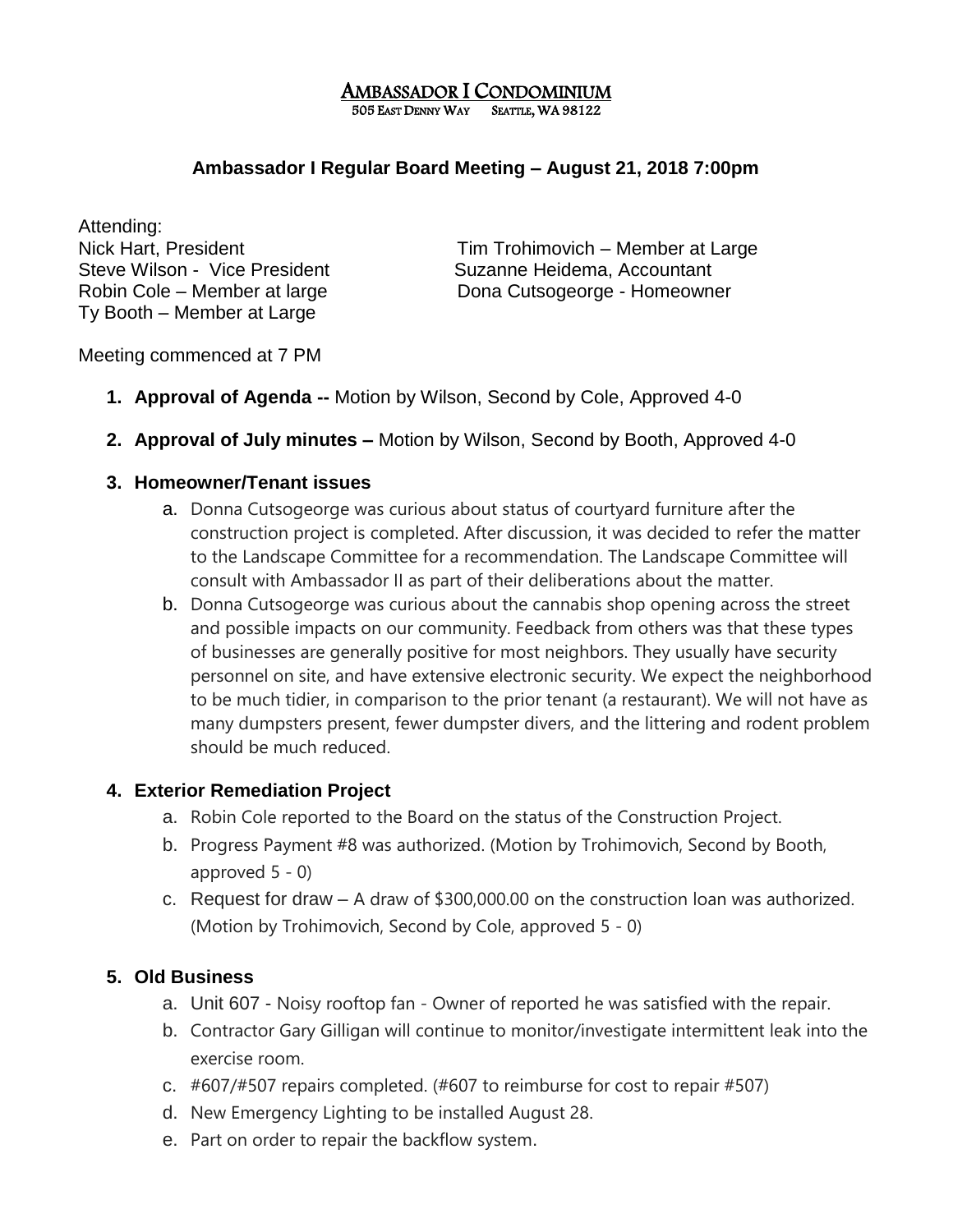# Ambassador I Condominium

505 East Denny Way Seattle, WA 98122

## Ambassador I Regular Board Meeting – August 21, 2018 7:00pm

Attending:

Nick Hart, President
Steve Wilson - Vice President
Robin Cole – Member at large
Ty Booth – Member at Large
Tim Trohimovich – Member at Large
Suzanne Heidema, Accountant
Dona Cutsogeorge - Homeowner

Meeting commenced at 7 PM

1. **Approval of Agenda --** Motion by Wilson, Second by Cole, Approved 4-0
2. **Approval of July minutes –** Motion by Wilson, Second by Booth, Approved 4-0
3. **Homeowner/Tenant issues**
   a. Donna Cutsogeorge was curious about status of courtyard furniture after the construction project is completed. After discussion, it was decided to refer the matter to the Landscape Committee for a recommendation. The Landscape Committee will consult with Ambassador II as part of their deliberations about the matter.
   b. Donna Cutsogeorge was curious about the cannabis shop opening across the street and possible impacts on our community. Feedback from others was that these types of businesses are generally positive for most neighbors. They usually have security personnel on site, and have extensive electronic security. We expect the neighborhood to be much tidier, in comparison to the prior tenant (a restaurant). We will not have as many dumpsters present, fewer dumpster divers, and the littering and rodent problem should be much reduced.
4. **Exterior Remediation Project**
   a. Robin Cole reported to the Board on the status of the Construction Project.
   b. Progress Payment #8 was authorized. (Motion by Trohimovich, Second by Booth, approved 5 - 0)
   c. Request for draw – A draw of $300,000.00 on the construction loan was authorized. (Motion by Trohimovich, Second by Cole, approved 5 - 0)
5. **Old Business**
   a. Unit 607 - Noisy rooftop fan - Owner of reported he was satisfied with the repair.
   b. Contractor Gary Gilligan will continue to monitor/investigate intermittent leak into the exercise room.
   c. #607/#507 repairs completed. (#607 to reimburse for cost to repair #507)
   d. New Emergency Lighting to be installed August 28.
   e. Part on order to repair the backflow system.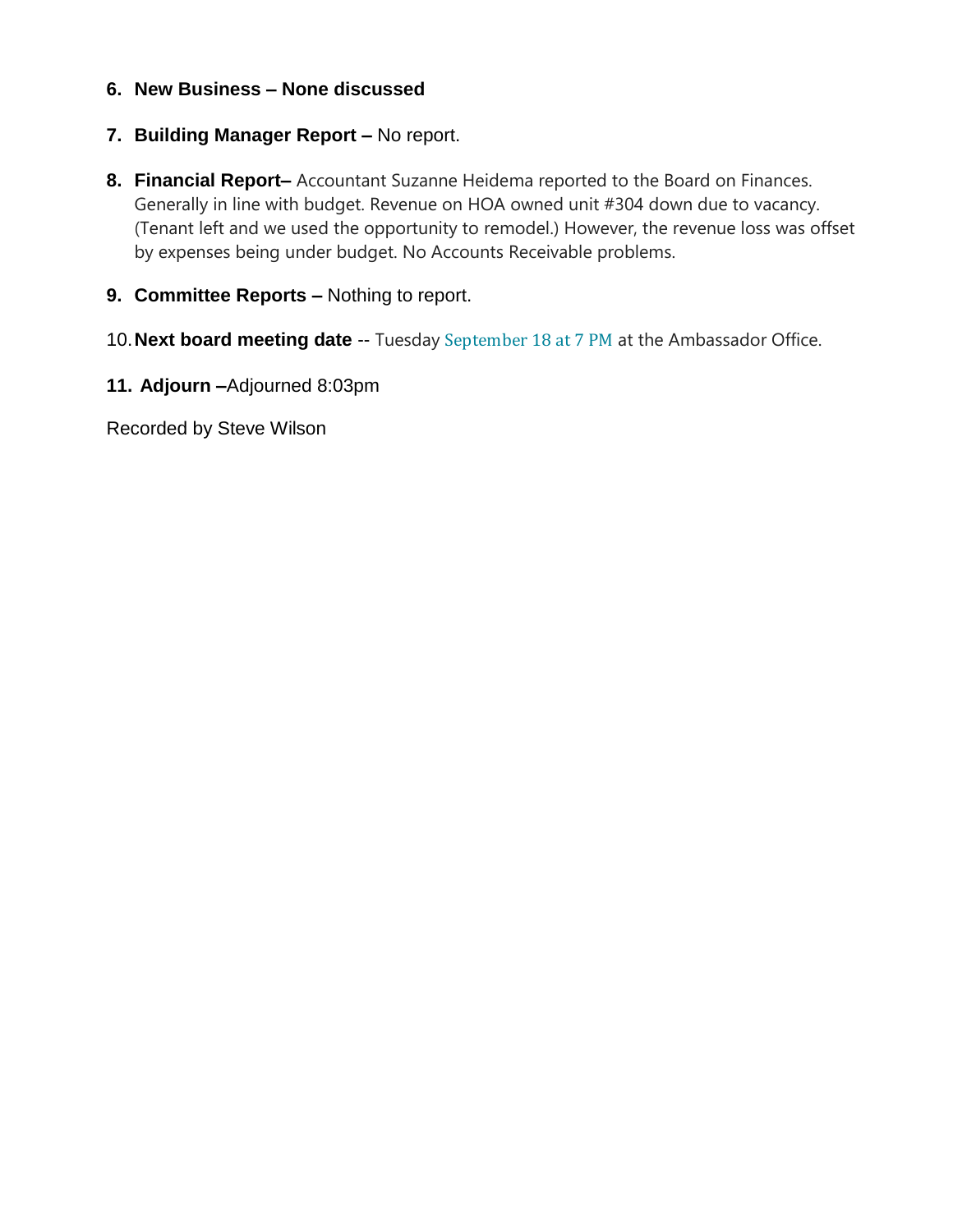6. **New Business – None discussed**

7. **Building Manager Report –** No report.

8. **Financial Report–** Accountant Suzanne Heidema reported to the Board on Finances. Generally in line with budget. Revenue on HOA owned unit #304 down due to vacancy. (Tenant left and we used the opportunity to remodel.) However, the revenue loss was offset by expenses being under budget. No Accounts Receivable problems.

9. **Committee Reports –** Nothing to report.

10. **Next board meeting date** -- Tuesday September 18 at 7 PM at the Ambassador Office.

11. **Adjourn –**Adjourned 8:03pm

Recorded by Steve Wilson